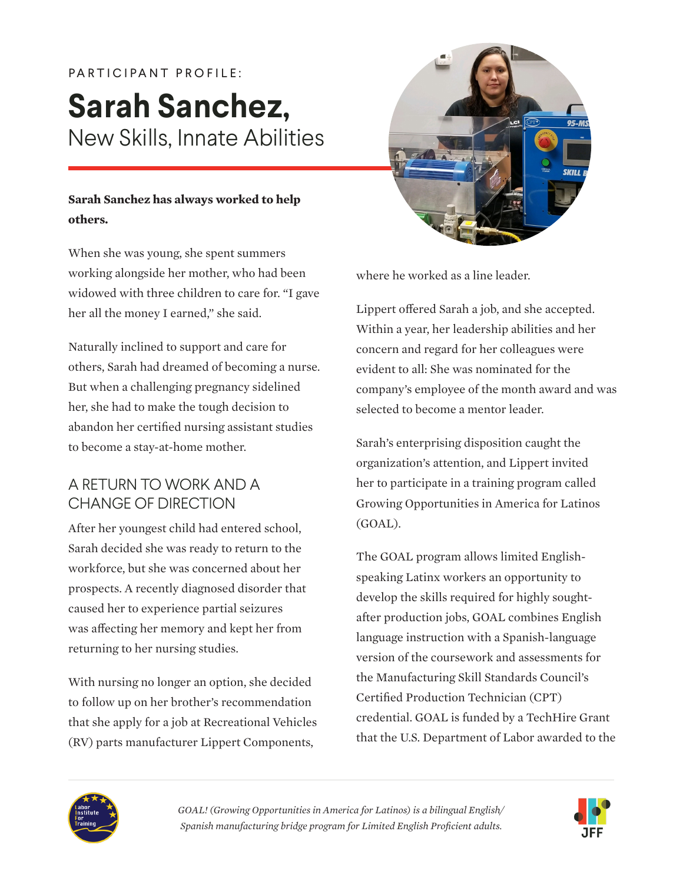PARTICIPANT PROFILE:

# Sarah Sanchez,

## New Skills, Innate Abilities

**Sarah Sanchez has always worked to help others.**

When she was young, she spent summers working alongside her mother, who had been widowed with three children to care for. "I gave her all the money I earned," she said.

Naturally inclined to support and care for others, Sarah had dreamed of becoming a nurse. But when a challenging pregnancy sidelined her, she had to make the tough decision to abandon her certified nursing assistant studies to become a stay-at-home mother.

### A RETURN TO WORK AND A CHANGE OF DIRECTION

After her youngest child had entered school, Sarah decided she was ready to return to the workforce, but she was concerned about her prospects. A recently diagnosed disorder that caused her to experience partial seizures was affecting her memory and kept her from returning to her nursing studies.

With nursing no longer an option, she decided to follow up on her brother's recommendation that she apply for a job at Recreational Vehicles (RV) parts manufacturer Lippert Components, where he worked as a line leader.

Lippert offered Sarah a job, and she accepted. Within a year, her leadership abilities and her concern and regard for her colleagues were evident to all: She was nominated for the company's employee of the month award and was selected to become a mentor leader.

Sarah's enterprising disposition caught the organization's attention, and Lippert invited her to participate in a training program called Growing Opportunities in America for Latinos (GOAL).

The GOAL program allows limited English-speaking Latinx workers an opportunity to develop the skills required for highly sought-after production jobs, GOAL combines English language instruction with a Spanish-language version of the coursework and assessments for the Manufacturing Skill Standards Council's Certified Production Technician (CPT) credential. GOAL is funded by a TechHire Grant that the U.S. Department of Labor awarded to the

*GOAL! (Growing Opportunities in America for Latinos) is a bilingual English/ Spanish manufacturing bridge program for Limited English Proficient adults.*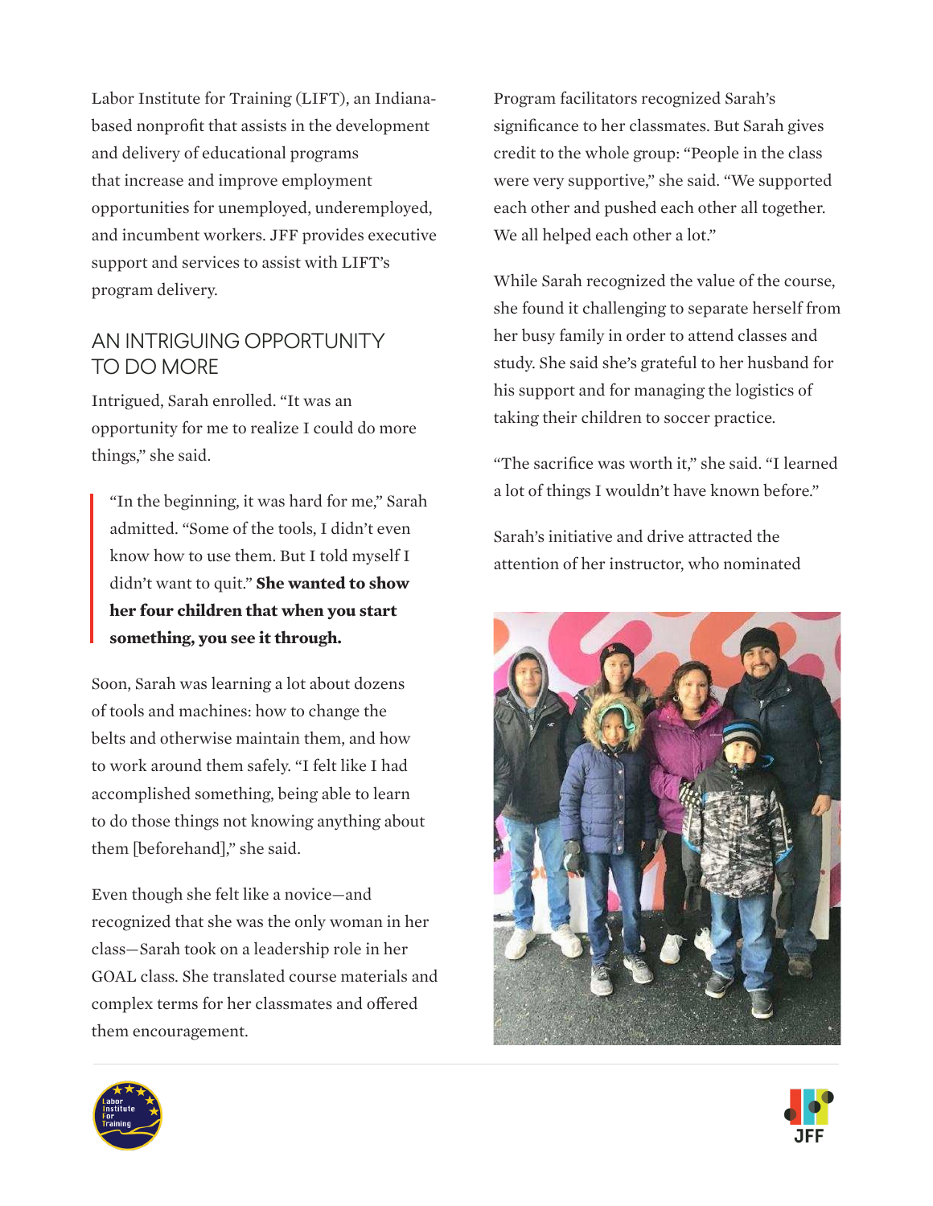Labor Institute for Training (LIFT), an Indiana-based nonprofit that assists in the development and delivery of educational programs that increase and improve employment opportunities for unemployed, underemployed, and incumbent workers. JFF provides executive support and services to assist with LIFT's program delivery.

## AN INTRIGUING OPPORTUNITY TO DO MORE

Intrigued, Sarah enrolled. "It was an opportunity for me to realize I could do more things," she said.

> "In the beginning, it was hard for me," Sarah admitted. "Some of the tools, I didn't even know how to use them. But I told myself I didn't want to quit." **She wanted to show her four children that when you start something, you see it through.**

Soon, Sarah was learning a lot about dozens of tools and machines: how to change the belts and otherwise maintain them, and how to work around them safely. "I felt like I had accomplished something, being able to learn to do those things not knowing anything about them [beforehand]," she said.

Even though she felt like a novice—and recognized that she was the only woman in her class—Sarah took on a leadership role in her GOAL class. She translated course materials and complex terms for her classmates and offered them encouragement.

Program facilitators recognized Sarah's significance to her classmates. But Sarah gives credit to the whole group: "People in the class were very supportive," she said. "We supported each other and pushed each other all together. We all helped each other a lot."

While Sarah recognized the value of the course, she found it challenging to separate herself from her busy family in order to attend classes and study. She said she's grateful to her husband for his support and for managing the logistics of taking their children to soccer practice.

"The sacrifice was worth it," she said. "I learned a lot of things I wouldn't have known before."

Sarah's initiative and drive attracted the attention of her instructor, who nominated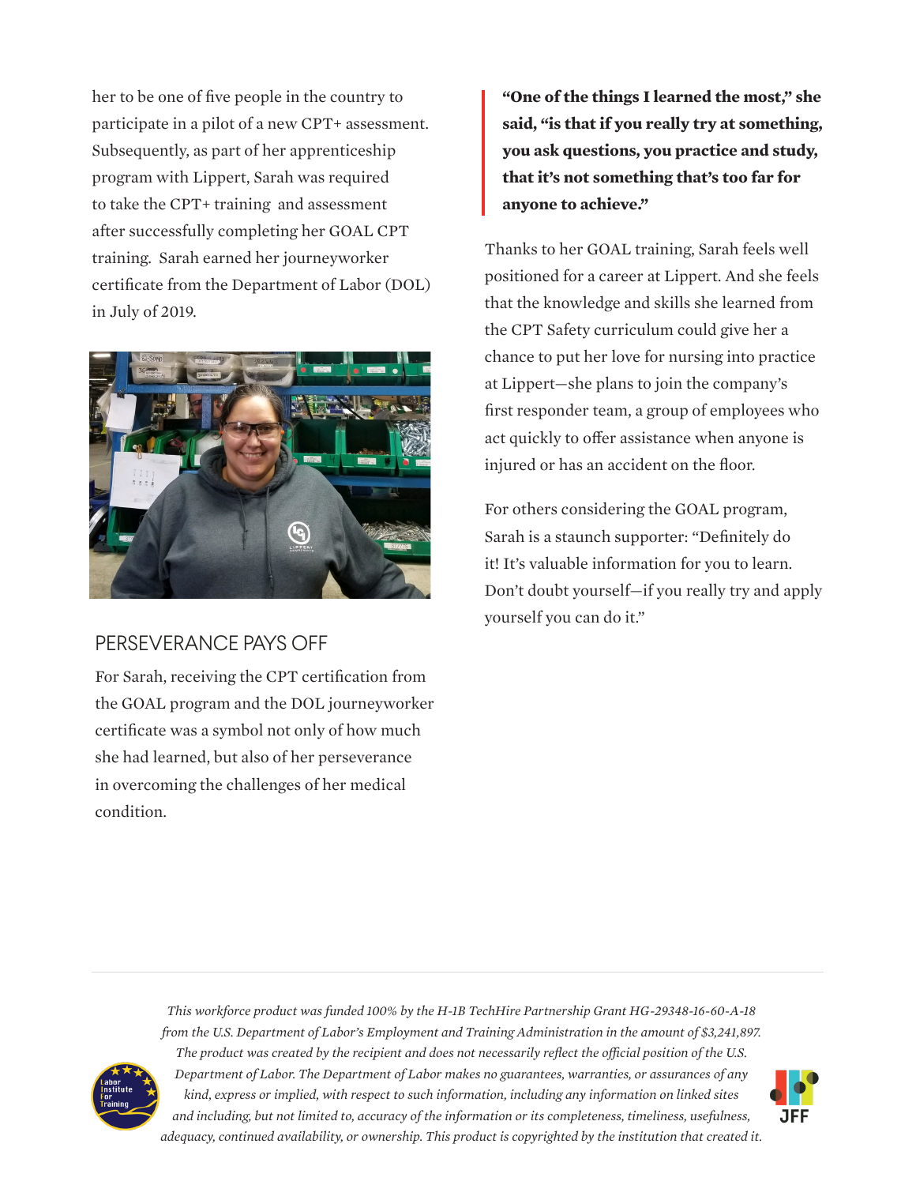her to be one of five people in the country to participate in a pilot of a new CPT+ assessment. Subsequently, as part of her apprenticeship program with Lippert, Sarah was required to take the CPT+ training and assessment after successfully completing her GOAL CPT training. Sarah earned her journeyworker certificate from the Department of Labor (DOL) in July of 2019.

## PERSEVERANCE PAYS OFF

For Sarah, receiving the CPT certification from the GOAL program and the DOL journeyworker certificate was a symbol not only of how much she had learned, but also of her perseverance in overcoming the challenges of her medical condition.

> **"One of the things I learned the most," she said, "is that if you really try at something, you ask questions, you practice and study, that it's not something that's too far for anyone to achieve."**

Thanks to her GOAL training, Sarah feels well positioned for a career at Lippert. And she feels that the knowledge and skills she learned from the CPT Safety curriculum could give her a chance to put her love for nursing into practice at Lippert—she plans to join the company's first responder team, a group of employees who act quickly to offer assistance when anyone is injured or has an accident on the floor.

For others considering the GOAL program, Sarah is a staunch supporter: "Definitely do it! It's valuable information for you to learn. Don't doubt yourself—if you really try and apply yourself you can do it."

---

*This workforce product was funded 100% by the H-1B TechHire Partnership Grant HG-29348-16-60-A-18 from the U.S. Department of Labor's Employment and Training Administration in the amount of $3,241,897. The product was created by the recipient and does not necessarily reflect the official position of the U.S. Department of Labor. The Department of Labor makes no guarantees, warranties, or assurances of any kind, express or implied, with respect to such information, including any information on linked sites and including, but not limited to, accuracy of the information or its completeness, timeliness, usefulness, adequacy, continued availability, or ownership. This product is copyrighted by the institution that created it.*